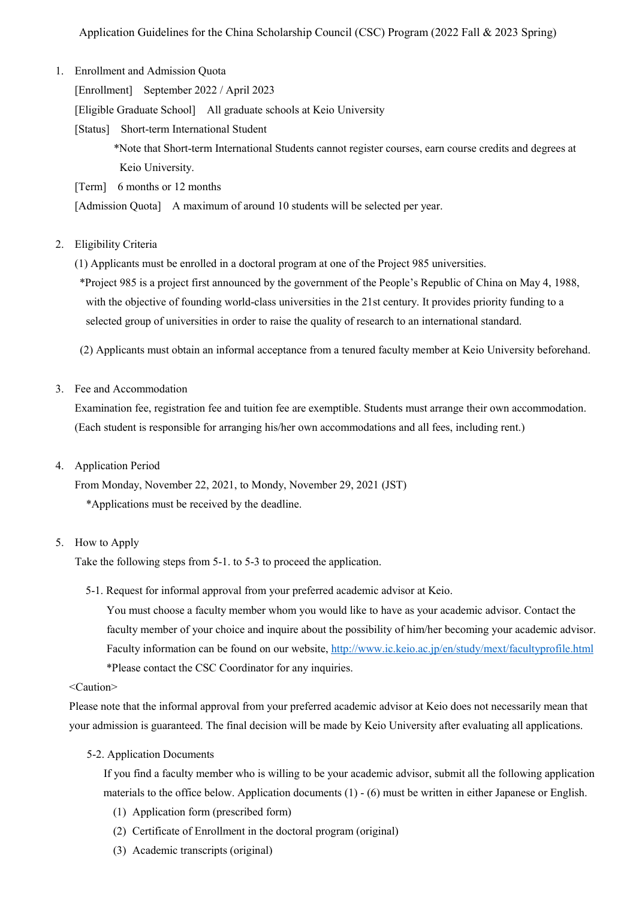Application Guidelines for the China Scholarship Council (CSC) Program (2022 Fall & 2023 Spring)

1. Enrollment and Admission Quota

   [Enrollment] September 2022 / April 2023

   [Eligible Graduate School] All graduate schools at Keio University

   [Status] Short-term International Student

   *Note that Short-term International Students cannot register courses, earn course credits and degrees at Keio University.

   [Term] 6 months or 12 months

   [Admission Quota] A maximum of around 10 students will be selected per year.

2. Eligibility Criteria

   (1) Applicants must be enrolled in a doctoral program at one of the Project 985 universities.

   *Project 985 is a project first announced by the government of the People's Republic of China on May 4, 1988, with the objective of founding world-class universities in the 21st century. It provides priority funding to a selected group of universities in order to raise the quality of research to an international standard.

   (2) Applicants must obtain an informal acceptance from a tenured faculty member at Keio University beforehand.

3. Fee and Accommodation

   Examination fee, registration fee and tuition fee are exemptible. Students must arrange their own accommodation. (Each student is responsible for arranging his/her own accommodations and all fees, including rent.)

4. Application Period

   From Monday, November 22, 2021, to Mondy, November 29, 2021 (JST)

   *Applications must be received by the deadline.

5. How to Apply

   Take the following steps from 5-1. to 5-3 to proceed the application.

   5-1. Request for informal approval from your preferred academic advisor at Keio.

   You must choose a faculty member whom you would like to have as your academic advisor. Contact the faculty member of your choice and inquire about the possibility of him/her becoming your academic advisor. Faculty information can be found on our website, [http://www.ic.keio.ac.jp/en/study/mext/facultyprofile.html](http://www.ic.keio.ac.jp/en/study/mext/facultyprofile.html)

   *Please contact the CSC Coordinator for any inquiries.

<Caution>

Please note that the informal approval from your preferred academic advisor at Keio does not necessarily mean that your admission is guaranteed. The final decision will be made by Keio University after evaluating all applications.

   5-2. Application Documents

   If you find a faculty member who is willing to be your academic advisor, submit all the following application materials to the office below. Application documents (1) - (6) must be written in either Japanese or English.

   (1) Application form (prescribed form)
   (2) Certificate of Enrollment in the doctoral program (original)
   (3) Academic transcripts (original)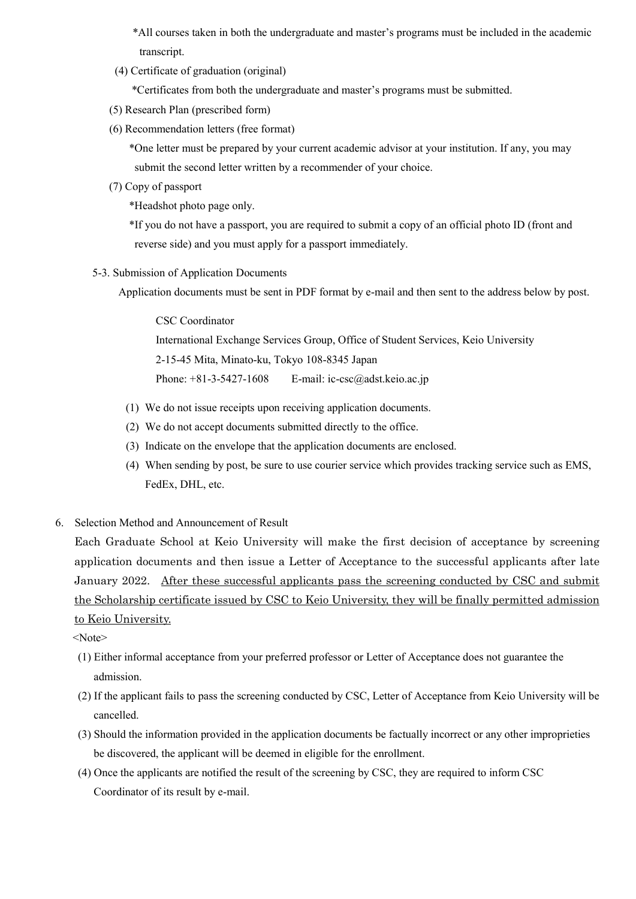*All courses taken in both the undergraduate and master's programs must be included in the academic transcript.

(4) Certificate of graduation (original)

*Certificates from both the undergraduate and master's programs must be submitted.

(5) Research Plan (prescribed form)

(6) Recommendation letters (free format)

*One letter must be prepared by your current academic advisor at your institution. If any, you may submit the second letter written by a recommender of your choice.

(7) Copy of passport

*Headshot photo page only.

*If you do not have a passport, you are required to submit a copy of an official photo ID (front and reverse side) and you must apply for a passport immediately.

5-3. Submission of Application Documents

Application documents must be sent in PDF format by e-mail and then sent to the address below by post.

CSC Coordinator
International Exchange Services Group, Office of Student Services, Keio University
2-15-45 Mita, Minato-ku, Tokyo 108-8345 Japan
Phone: +81-3-5427-1608 E-mail: ic-csc@adst.keio.ac.jp

(1) We do not issue receipts upon receiving application documents.
(2) We do not accept documents submitted directly to the office.
(3) Indicate on the envelope that the application documents are enclosed.
(4) When sending by post, be sure to use courier service which provides tracking service such as EMS, FedEx, DHL, etc.

6. Selection Method and Announcement of Result

Each Graduate School at Keio University will make the first decision of acceptance by screening application documents and then issue a Letter of Acceptance to the successful applicants after late January 2022. <u>After these successful applicants pass the screening conducted by CSC and submit the Scholarship certificate issued by CSC to Keio University, they will be finally permitted admission to Keio University.</u>

<Note>

(1) Either informal acceptance from your preferred professor or Letter of Acceptance does not guarantee the admission.
(2) If the applicant fails to pass the screening conducted by CSC, Letter of Acceptance from Keio University will be cancelled.
(3) Should the information provided in the application documents be factually incorrect or any other improprieties be discovered, the applicant will be deemed in eligible for the enrollment.
(4) Once the applicants are notified the result of the screening by CSC, they are required to inform CSC Coordinator of its result by e-mail.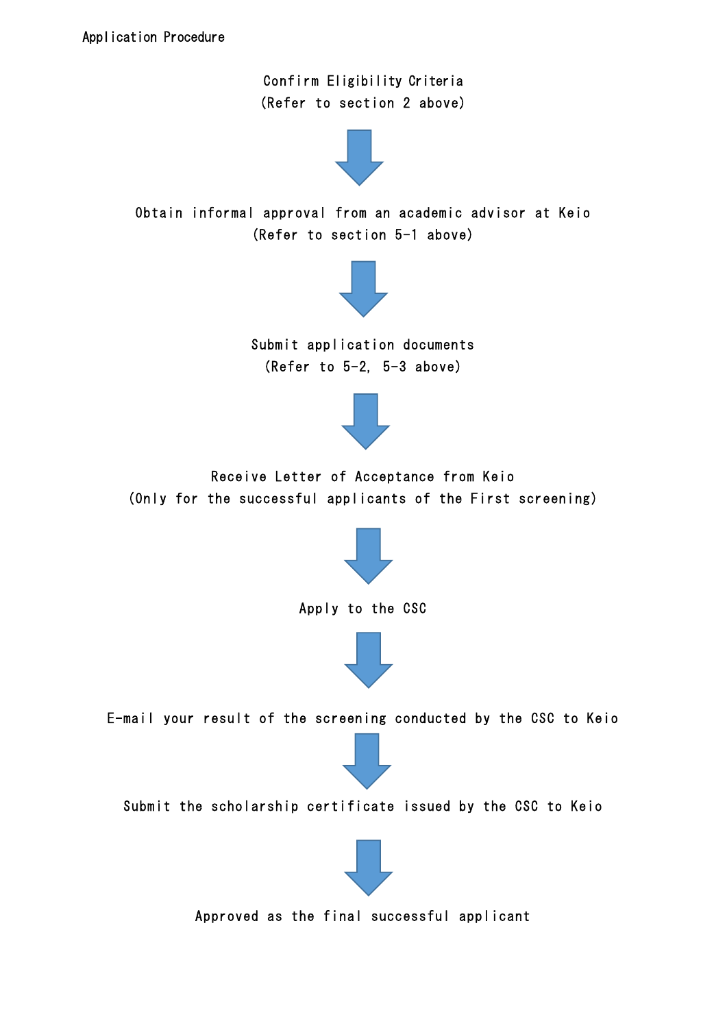Application Procedure

Confirm Eligibility Criteria
(Refer to section 2 above)

↓

Obtain informal approval from an academic advisor at Keio
(Refer to section 5-1 above)

↓

Submit application documents
(Refer to 5-2, 5-3 above)

↓

Receive Letter of Acceptance from Keio
(Only for the successful applicants of the First screening)

↓

Apply to the CSC

↓

E-mail your result of the screening conducted by the CSC to Keio

↓

Submit the scholarship certificate issued by the CSC to Keio

↓

Approved as the final successful applicant